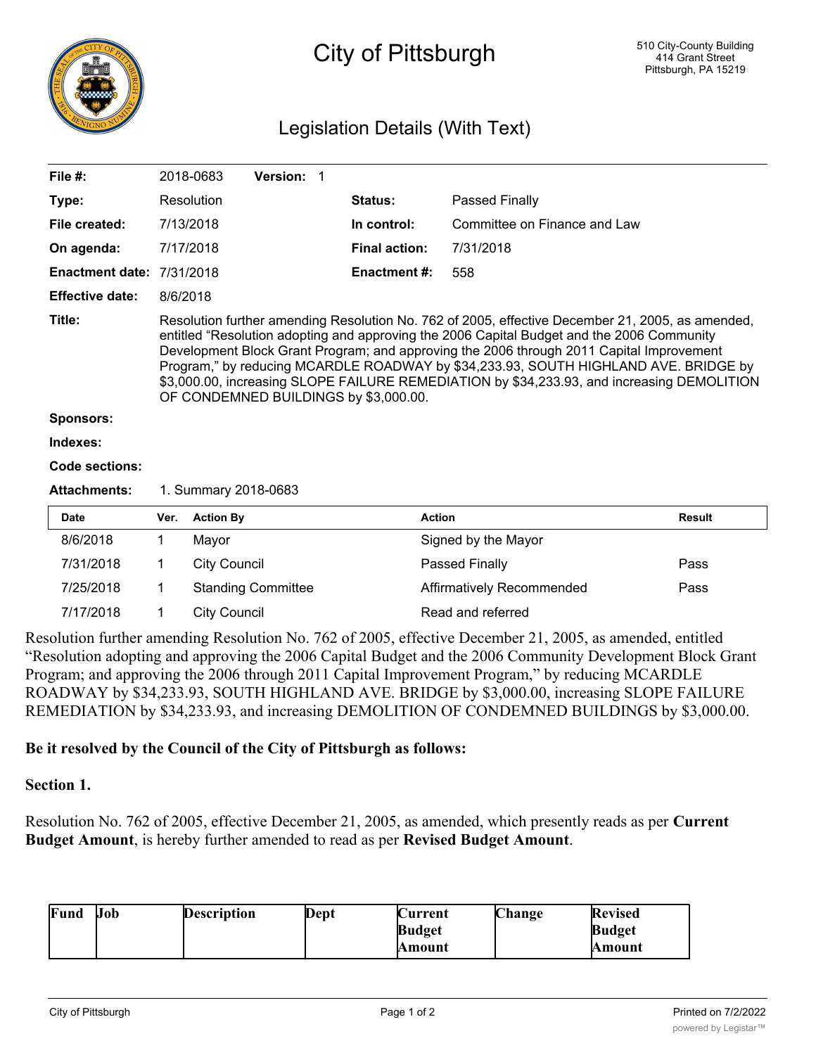# City of Pittsburgh

510 City-County Building
414 Grant Street
Pittsburgh, PA 15219

## Legislation Details (With Text)

| | | | |
|---|---|---|---|
| **File #:** | 2018-0683 **Version:** 1 | | |
| **Type:** | Resolution | **Status:** | Passed Finally |
| **File created:** | 7/13/2018 | **In control:** | Committee on Finance and Law |
| **On agenda:** | 7/17/2018 | **Final action:** | 7/31/2018 |
| **Enactment date:** | 7/31/2018 | **Enactment #:** | 558 |
| **Effective date:** | 8/6/2018 | | |

**Title:** Resolution further amending Resolution No. 762 of 2005, effective December 21, 2005, as amended, entitled "Resolution adopting and approving the 2006 Capital Budget and the 2006 Community Development Block Grant Program; and approving the 2006 through 2011 Capital Improvement Program," by reducing MCARDLE ROADWAY by $34,233.93, SOUTH HIGHLAND AVE. BRIDGE by $3,000.00, increasing SLOPE FAILURE REMEDIATION by $34,233.93, and increasing DEMOLITION OF CONDEMNED BUILDINGS by $3,000.00.

**Sponsors:**

**Indexes:**

**Code sections:**

**Attachments:** 1. Summary 2018-0683

| Date | Ver. | Action By | Action | Result |
|---|---|---|---|---|
| 8/6/2018 | 1 | Mayor | Signed by the Mayor | |
| 7/31/2018 | 1 | City Council | Passed Finally | Pass |
| 7/25/2018 | 1 | Standing Committee | Affirmatively Recommended | Pass |
| 7/17/2018 | 1 | City Council | Read and referred | |

Resolution further amending Resolution No. 762 of 2005, effective December 21, 2005, as amended, entitled "Resolution adopting and approving the 2006 Capital Budget and the 2006 Community Development Block Grant Program; and approving the 2006 through 2011 Capital Improvement Program," by reducing MCARDLE ROADWAY by $34,233.93, SOUTH HIGHLAND AVE. BRIDGE by $3,000.00, increasing SLOPE FAILURE REMEDIATION by $34,233.93, and increasing DEMOLITION OF CONDEMNED BUILDINGS by $3,000.00.

**Be it resolved by the Council of the City of Pittsburgh as follows:**

**Section 1.**

Resolution No. 762 of 2005, effective December 21, 2005, as amended, which presently reads as per **Current Budget Amount**, is hereby further amended to read as per **Revised Budget Amount**.

| Fund | Job | Description | Dept | Current Budget Amount | Change | Revised Budget Amount |
|---|---|---|---|---|---|---|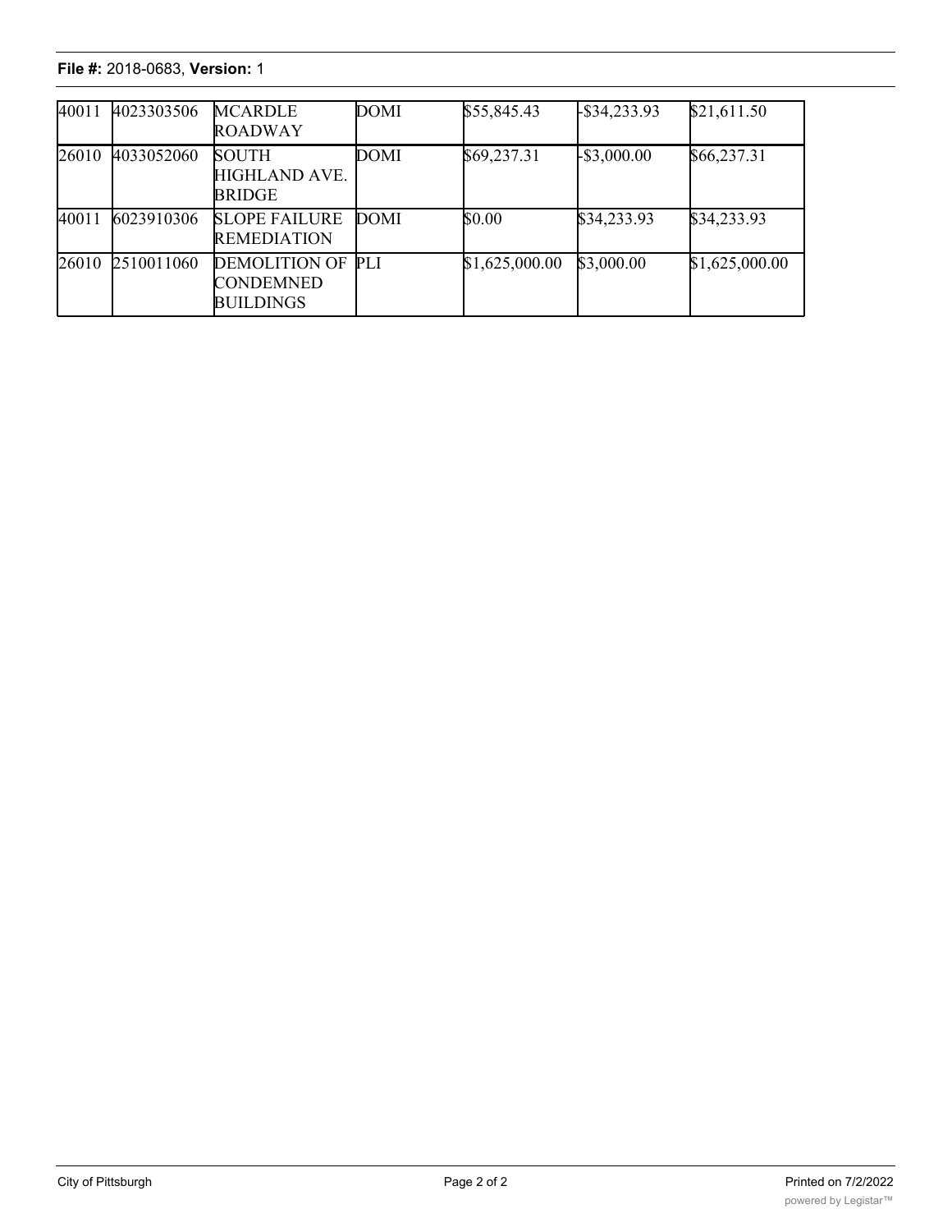| | | | | | | |
|---|---|---|---|---|---|---|
| 40011 | 4023303506 | MCARDLE ROADWAY | DOMI | $55,845.43 | -$34,233.93 | $21,611.50 |
| 26010 | 4033052060 | SOUTH HIGHLAND AVE. BRIDGE | DOMI | $69,237.31 | -$3,000.00 | $66,237.31 |
| 40011 | 6023910306 | SLOPE FAILURE REMEDIATION | DOMI | $0.00 | $34,233.93 | $34,233.93 |
| 26010 | 2510011060 | DEMOLITION OF CONDEMNED BUILDINGS | PLI | $1,625,000.00 | $3,000.00 | $1,625,000.00 |